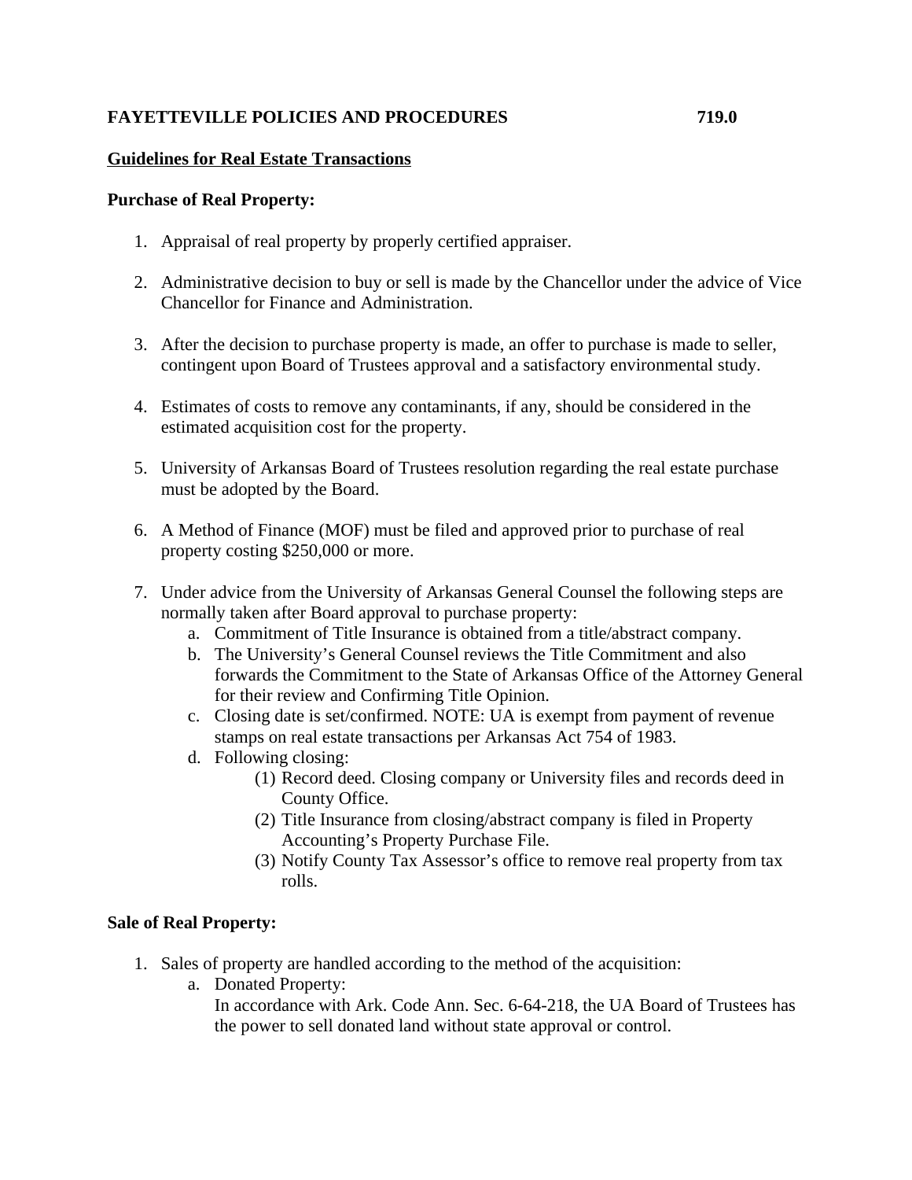**FAYETTEVILLE POLICIES AND PROCEDURES 719.0**

## Guidelines for Real Estate Transactions

### Purchase of Real Property:

1. Appraisal of real property by properly certified appraiser.

2. Administrative decision to buy or sell is made by the Chancellor under the advice of Vice Chancellor for Finance and Administration.

3. After the decision to purchase property is made, an offer to purchase is made to seller, contingent upon Board of Trustees approval and a satisfactory environmental study.

4. Estimates of costs to remove any contaminants, if any, should be considered in the estimated acquisition cost for the property.

5. University of Arkansas Board of Trustees resolution regarding the real estate purchase must be adopted by the Board.

6. A Method of Finance (MOF) must be filed and approved prior to purchase of real property costing $250,000 or more.

7. Under advice from the University of Arkansas General Counsel the following steps are normally taken after Board approval to purchase property:
   a. Commitment of Title Insurance is obtained from a title/abstract company.
   b. The University's General Counsel reviews the Title Commitment and also forwards the Commitment to the State of Arkansas Office of the Attorney General for their review and Confirming Title Opinion.
   c. Closing date is set/confirmed. NOTE: UA is exempt from payment of revenue stamps on real estate transactions per Arkansas Act 754 of 1983.
   d. Following closing:
      (1) Record deed. Closing company or University files and records deed in County Office.
      (2) Title Insurance from closing/abstract company is filed in Property Accounting's Property Purchase File.
      (3) Notify County Tax Assessor's office to remove real property from tax rolls.

### Sale of Real Property:

1. Sales of property are handled according to the method of the acquisition:
   a. Donated Property:
      In accordance with Ark. Code Ann. Sec. 6-64-218, the UA Board of Trustees has the power to sell donated land without state approval or control.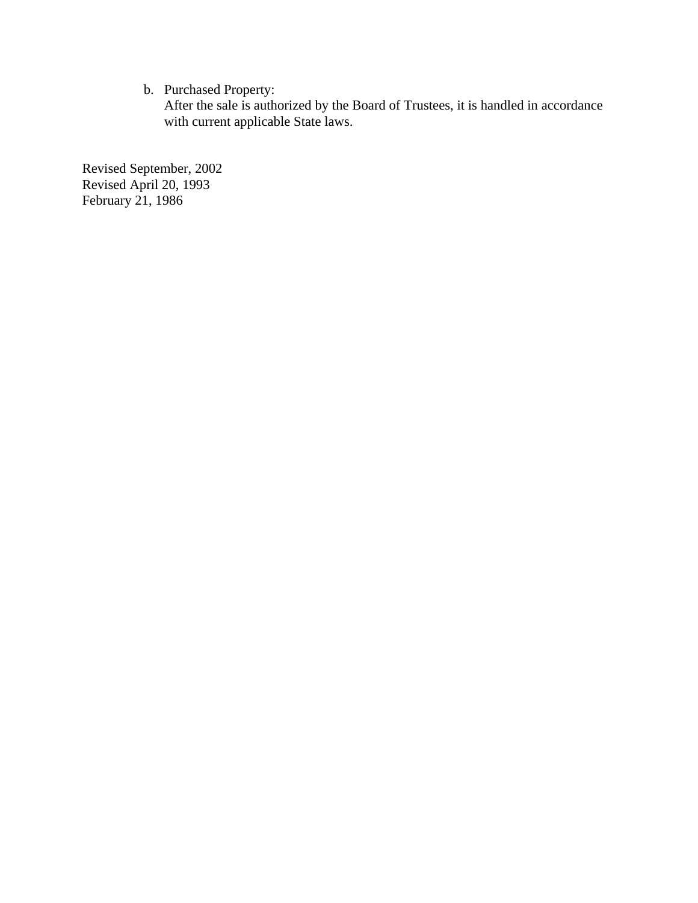b. Purchased Property:
   After the sale is authorized by the Board of Trustees, it is handled in accordance with current applicable State laws.

Revised September, 2002
Revised April 20, 1993
February 21, 1986